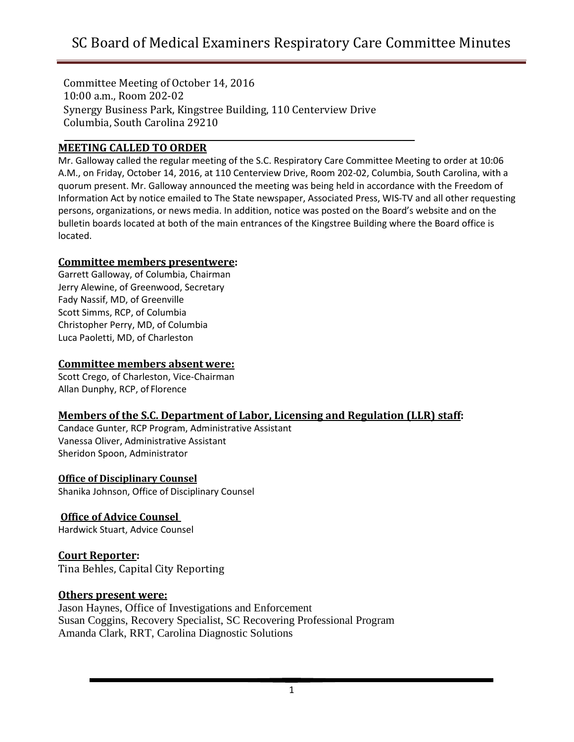# SC Board of Medical Examiners Respiratory Care Committee Minutes

Committee Meeting of October 14, 2016
10:00 a.m., Room 202-02
Synergy Business Park, Kingstree Building, 110 Centerview Drive
Columbia, South Carolina 29210

## MEETING CALLED TO ORDER

Mr. Galloway called the regular meeting of the S.C. Respiratory Care Committee Meeting to order at 10:06 A.M., on Friday, October 14, 2016, at 110 Centerview Drive, Room 202-02, Columbia, South Carolina, with a quorum present. Mr. Galloway announced the meeting was being held in accordance with the Freedom of Information Act by notice emailed to The State newspaper, Associated Press, WIS-TV and all other requesting persons, organizations, or news media. In addition, notice was posted on the Board's website and on the bulletin boards located at both of the main entrances of the Kingstree Building where the Board office is located.

## Committee members presentwere:

Garrett Galloway, of Columbia, Chairman
Jerry Alewine, of Greenwood, Secretary
Fady Nassif, MD, of Greenville
Scott Simms, RCP, of Columbia
Christopher Perry, MD, of Columbia
Luca Paoletti, MD, of Charleston

## Committee members absent were:

Scott Crego, of Charleston, Vice-Chairman
Allan Dunphy, RCP, of Florence

## Members of the S.C. Department of Labor, Licensing and Regulation (LLR) staff:

Candace Gunter, RCP Program, Administrative Assistant
Vanessa Oliver, Administrative Assistant
Sheridon Spoon, Administrator

### Office of Disciplinary Counsel

Shanika Johnson, Office of Disciplinary Counsel

### Office of Advice Counsel

Hardwick Stuart, Advice Counsel

## Court Reporter:

Tina Behles, Capital City Reporting

## Others present were:

Jason Haynes, Office of Investigations and Enforcement
Susan Coggins, Recovery Specialist, SC Recovering Professional Program
Amanda Clark, RRT, Carolina Diagnostic Solutions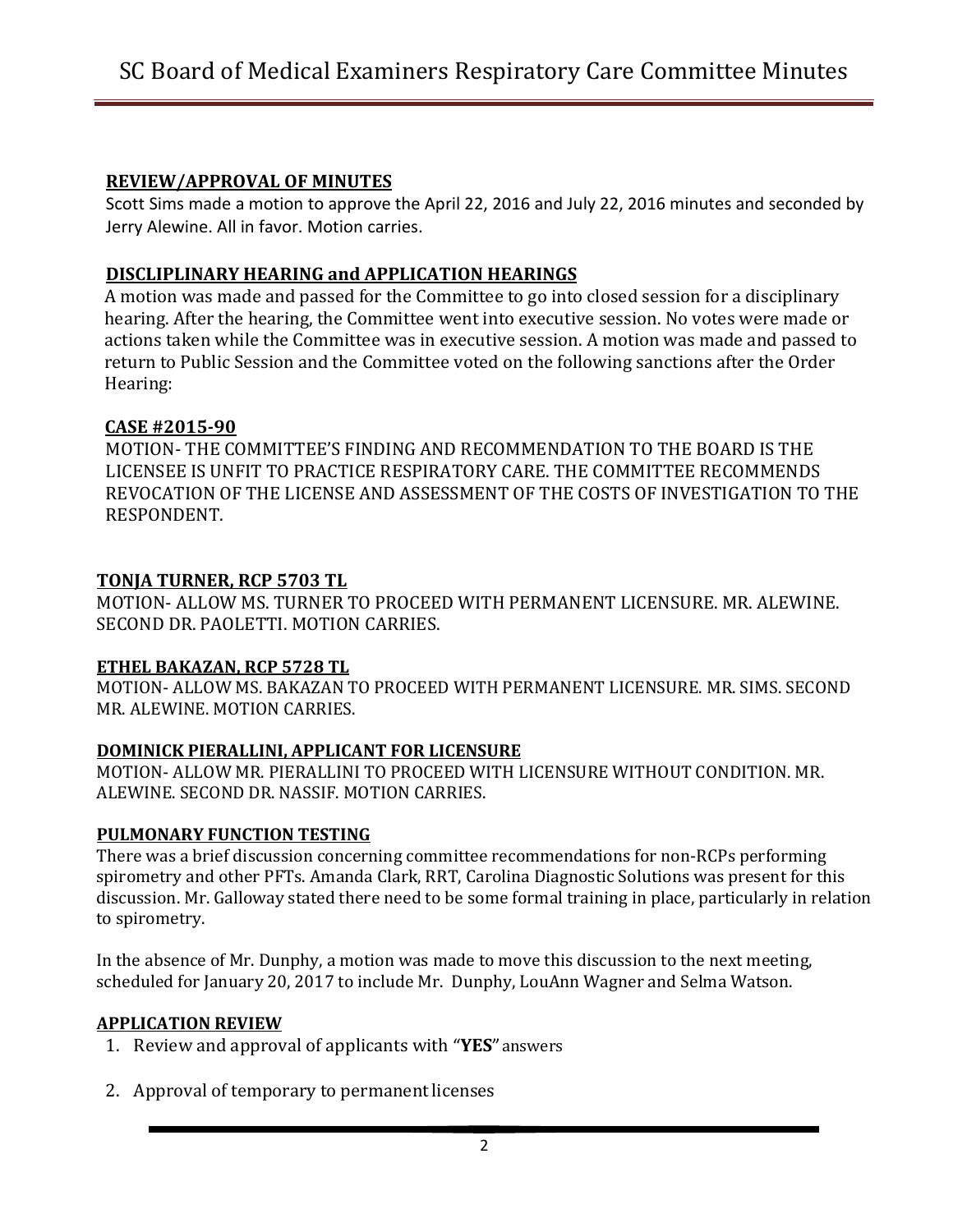**REVIEW/APPROVAL OF MINUTES**

Scott Sims made a motion to approve the April 22, 2016 and July 22, 2016 minutes and seconded by Jerry Alewine. All in favor. Motion carries.

**DISCLIPINARY HEARING and APPLICATION HEARINGS**

A motion was made and passed for the Committee to go into closed session for a disciplinary hearing. After the hearing, the Committee went into executive session. No votes were made or actions taken while the Committee was in executive session. A motion was made and passed to return to Public Session and the Committee voted on the following sanctions after the Order Hearing:

**CASE #2015-90**

MOTION- THE COMMITTEE'S FINDING AND RECOMMENDATION TO THE BOARD IS THE LICENSEE IS UNFIT TO PRACTICE RESPIRATORY CARE. THE COMMITTEE RECOMMENDS REVOCATION OF THE LICENSE AND ASSESSMENT OF THE COSTS OF INVESTIGATION TO THE RESPONDENT.

**TONJA TURNER, RCP 5703 TL**

MOTION- ALLOW MS. TURNER TO PROCEED WITH PERMANENT LICENSURE. MR. ALEWINE. SECOND DR. PAOLETTI. MOTION CARRIES.

**ETHEL BAKAZAN, RCP 5728 TL**

MOTION- ALLOW MS. BAKAZAN TO PROCEED WITH PERMANENT LICENSURE. MR. SIMS. SECOND MR. ALEWINE. MOTION CARRIES.

**DOMINICK PIERALLINI, APPLICANT FOR LICENSURE**

MOTION- ALLOW MR. PIERALLINI TO PROCEED WITH LICENSURE WITHOUT CONDITION. MR. ALEWINE. SECOND DR. NASSIF. MOTION CARRIES.

**PULMONARY FUNCTION TESTING**

There was a brief discussion concerning committee recommendations for non-RCPs performing spirometry and other PFTs. Amanda Clark, RRT, Carolina Diagnostic Solutions was present for this discussion. Mr. Galloway stated there need to be some formal training in place, particularly in relation to spirometry.

In the absence of Mr. Dunphy, a motion was made to move this discussion to the next meeting, scheduled for January 20, 2017 to include Mr. Dunphy, LouAnn Wagner and Selma Watson.

**APPLICATION REVIEW**

1. Review and approval of applicants with "**YES**" answers
2. Approval of temporary to permanent licenses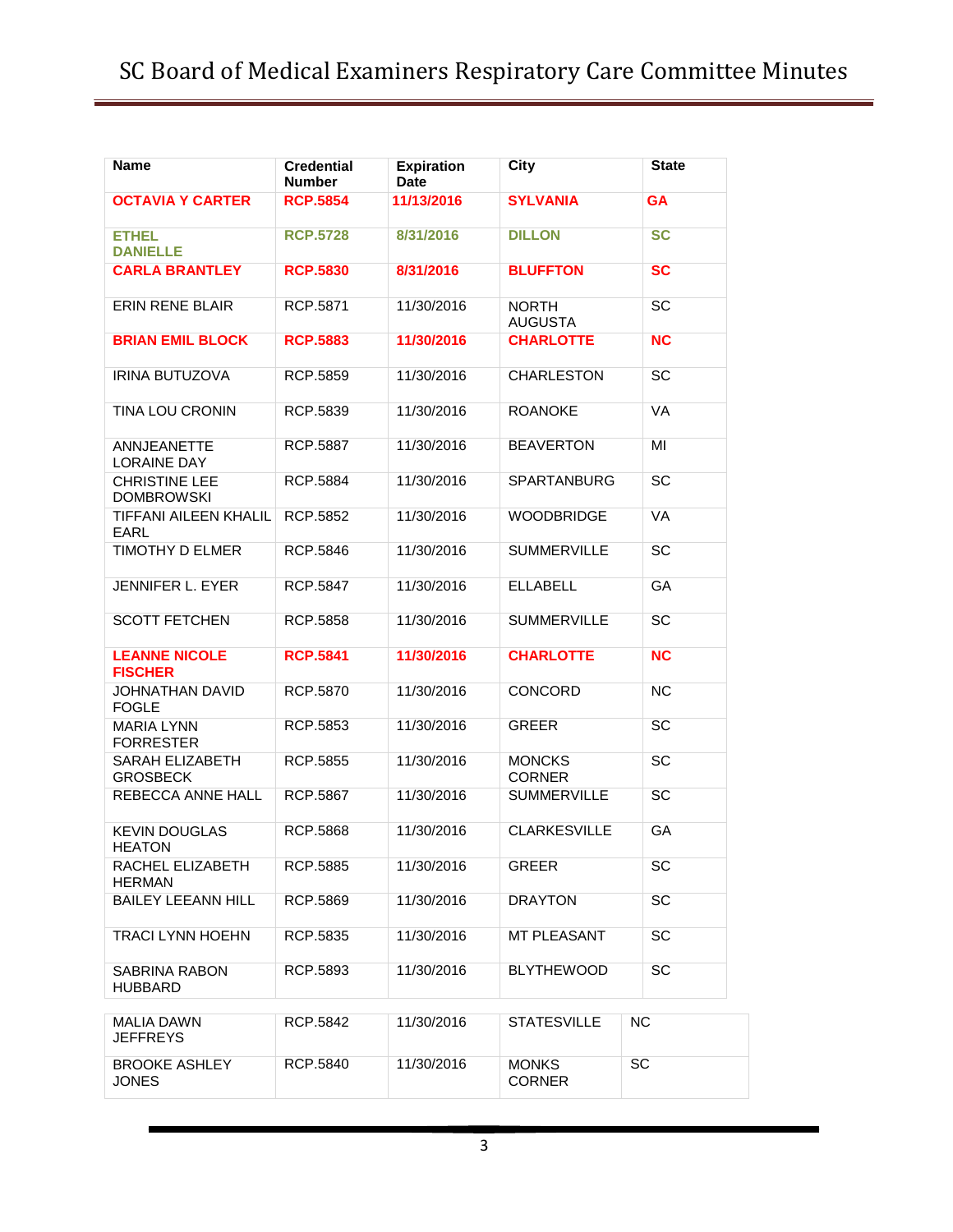| Name | Credential Number | Expiration Date | City | State |
|---|---|---|---|---|
| **OCTAVIA Y CARTER** | **RCP.5854** | **11/13/2016** | **SYLVANIA** | **GA** |
| **ETHEL DANIELLE** | **RCP.5728** | **8/31/2016** | **DILLON** | **SC** |
| **CARLA BRANTLEY** | **RCP.5830** | **8/31/2016** | **BLUFFTON** | **SC** |
| ERIN RENE BLAIR | RCP.5871 | 11/30/2016 | NORTH AUGUSTA | SC |
| **BRIAN EMIL BLOCK** | **RCP.5883** | **11/30/2016** | **CHARLOTTE** | **NC** |
| IRINA BUTUZOVA | RCP.5859 | 11/30/2016 | CHARLESTON | SC |
| TINA LOU CRONIN | RCP.5839 | 11/30/2016 | ROANOKE | VA |
| ANNJEANETTE LORAINE DAY | RCP.5887 | 11/30/2016 | BEAVERTON | MI |
| CHRISTINE LEE DOMBROWSKI | RCP.5884 | 11/30/2016 | SPARTANBURG | SC |
| TIFFANI AILEEN KHALIL EARL | RCP.5852 | 11/30/2016 | WOODBRIDGE | VA |
| TIMOTHY D ELMER | RCP.5846 | 11/30/2016 | SUMMERVILLE | SC |
| JENNIFER L. EYER | RCP.5847 | 11/30/2016 | ELLABELL | GA |
| SCOTT FETCHEN | RCP.5858 | 11/30/2016 | SUMMERVILLE | SC |
| **LEANNE NICOLE FISCHER** | **RCP.5841** | **11/30/2016** | **CHARLOTTE** | **NC** |
| JOHNATHAN DAVID FOGLE | RCP.5870 | 11/30/2016 | CONCORD | NC |
| MARIA LYNN FORRESTER | RCP.5853 | 11/30/2016 | GREER | SC |
| SARAH ELIZABETH GROSBECK | RCP.5855 | 11/30/2016 | MONCKS CORNER | SC |
| REBECCA ANNE HALL | RCP.5867 | 11/30/2016 | SUMMERVILLE | SC |
| KEVIN DOUGLAS HEATON | RCP.5868 | 11/30/2016 | CLARKESVILLE | GA |
| RACHEL ELIZABETH HERMAN | RCP.5885 | 11/30/2016 | GREER | SC |
| BAILEY LEEANN HILL | RCP.5869 | 11/30/2016 | DRAYTON | SC |
| TRACI LYNN HOEHN | RCP.5835 | 11/30/2016 | MT PLEASANT | SC |
| SABRINA RABON HUBBARD | RCP.5893 | 11/30/2016 | BLYTHEWOOD | SC |
| MALIA DAWN JEFFREYS | RCP.5842 | 11/30/2016 | STATESVILLE | NC |
| BROOKE ASHLEY JONES | RCP.5840 | 11/30/2016 | MONKS CORNER | SC |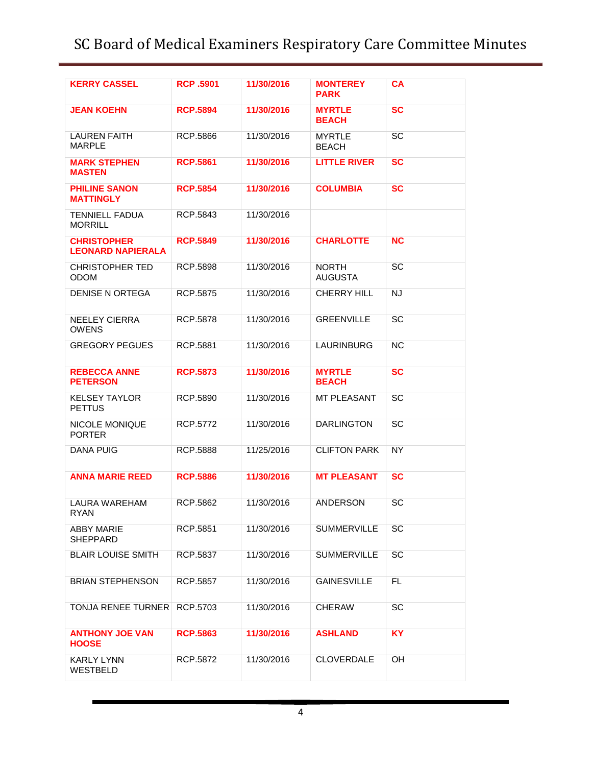| | | | | |
|---|---|---|---|---|
| **KERRY CASSEL** | **RCP .5901** | **11/30/2016** | **MONTEREY PARK** | **CA** |
| **JEAN KOEHN** | **RCP.5894** | **11/30/2016** | **MYRTLE BEACH** | **SC** |
| LAUREN FAITH MARPLE | RCP.5866 | 11/30/2016 | MYRTLE BEACH | SC |
| **MARK STEPHEN MASTEN** | **RCP.5861** | **11/30/2016** | **LITTLE RIVER** | **SC** |
| **PHILINE SANON MATTINGLY** | **RCP.5854** | **11/30/2016** | **COLUMBIA** | **SC** |
| TENNIELL FADUA MORRILL | RCP.5843 | 11/30/2016 | | |
| **CHRISTOPHER LEONARD NAPIERALA** | **RCP.5849** | **11/30/2016** | **CHARLOTTE** | **NC** |
| CHRISTOPHER TED ODOM | RCP.5898 | 11/30/2016 | NORTH AUGUSTA | SC |
| DENISE N ORTEGA | RCP.5875 | 11/30/2016 | CHERRY HILL | NJ |
| NEELEY CIERRA OWENS | RCP.5878 | 11/30/2016 | GREENVILLE | SC |
| GREGORY PEGUES | RCP.5881 | 11/30/2016 | LAURINBURG | NC |
| **REBECCA ANNE PETERSON** | **RCP.5873** | **11/30/2016** | **MYRTLE BEACH** | **SC** |
| KELSEY TAYLOR PETTUS | RCP.5890 | 11/30/2016 | MT PLEASANT | SC |
| NICOLE MONIQUE PORTER | RCP.5772 | 11/30/2016 | DARLINGTON | SC |
| DANA PUIG | RCP.5888 | 11/25/2016 | CLIFTON PARK | NY |
| **ANNA MARIE REED** | **RCP.5886** | **11/30/2016** | **MT PLEASANT** | **SC** |
| LAURA WAREHAM RYAN | RCP.5862 | 11/30/2016 | ANDERSON | SC |
| ABBY MARIE SHEPPARD | RCP.5851 | 11/30/2016 | SUMMERVILLE | SC |
| BLAIR LOUISE SMITH | RCP.5837 | 11/30/2016 | SUMMERVILLE | SC |
| BRIAN STEPHENSON | RCP.5857 | 11/30/2016 | GAINESVILLE | FL |
| TONJA RENEE TURNER | RCP.5703 | 11/30/2016 | CHERAW | SC |
| **ANTHONY JOE VAN HOOSE** | **RCP.5863** | **11/30/2016** | **ASHLAND** | **KY** |
| KARLY LYNN WESTBELD | RCP.5872 | 11/30/2016 | CLOVERDALE | OH |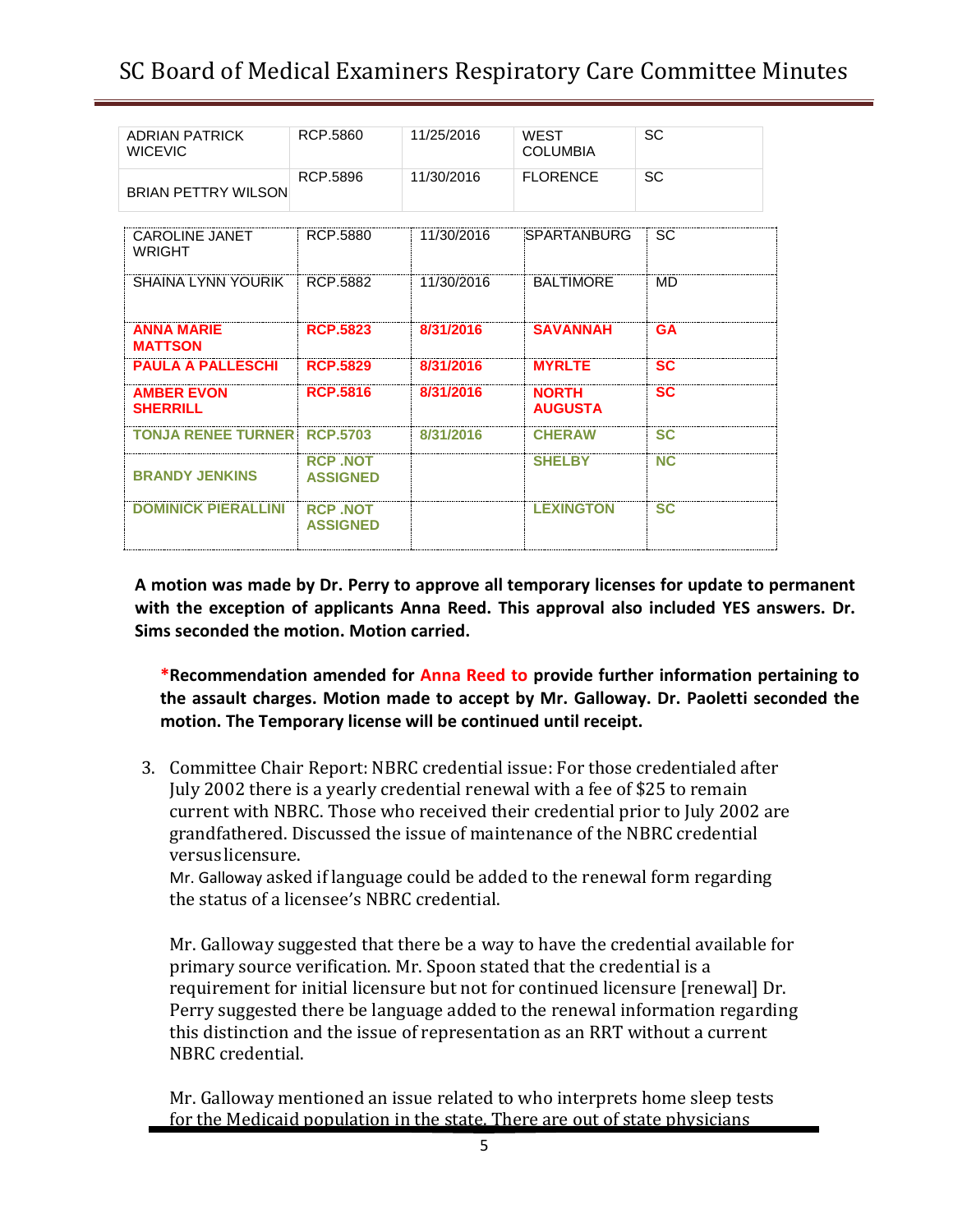| | | | | |
|---|---|---|---|---|
| ADRIAN PATRICK WICEVIC | RCP.5860 | 11/25/2016 | WEST COLUMBIA | SC |
| BRIAN PETTRY WILSON | RCP.5896 | 11/30/2016 | FLORENCE | SC |
| CAROLINE JANET WRIGHT | RCP.5880 | 11/30/2016 | SPARTANBURG | SC |
| SHAINA LYNN YOURIK | RCP.5882 | 11/30/2016 | BALTIMORE | MD |
| **ANNA MARIE MATTSON** | **RCP.5823** | **8/31/2016** | **SAVANNAH** | **GA** |
| **PAULA A PALLESCHI** | **RCP.5829** | **8/31/2016** | **MYRLTE** | **SC** |
| **AMBER EVON SHERRILL** | **RCP.5816** | **8/31/2016** | **NORTH AUGUSTA** | **SC** |
| **TONJA RENEE TURNER** | **RCP.5703** | **8/31/2016** | **CHERAW** | **SC** |
| **BRANDY JENKINS** | **RCP .NOT ASSIGNED** | | **SHELBY** | **NC** |
| **DOMINICK PIERALLINI** | **RCP .NOT ASSIGNED** | | **LEXINGTON** | **SC** |

**A motion was made by Dr. Perry to approve all temporary licenses for update to permanent with the exception of applicants Anna Reed. This approval also included YES answers. Dr. Sims seconded the motion. Motion carried.**

***Recommendation amended for Anna Reed to provide further information pertaining to the assault charges. Motion made to accept by Mr. Galloway. Dr. Paoletti seconded the motion. The Temporary license will be continued until receipt.**

3. Committee Chair Report: NBRC credential issue: For those credentialed after July 2002 there is a yearly credential renewal with a fee of $25 to remain current with NBRC. Those who received their credential prior to July 2002 are grandfathered. Discussed the issue of maintenance of the NBRC credential versus licensure.
   Mr. Galloway asked if language could be added to the renewal form regarding the status of a licensee's NBRC credential.

   Mr. Galloway suggested that there be a way to have the credential available for primary source verification. Mr. Spoon stated that the credential is a requirement for initial licensure but not for continued licensure [renewal] Dr. Perry suggested there be language added to the renewal information regarding this distinction and the issue of representation as an RRT without a current NBRC credential.

   Mr. Galloway mentioned an issue related to who interprets home sleep tests for the Medicaid population in the state. There are out of state physicians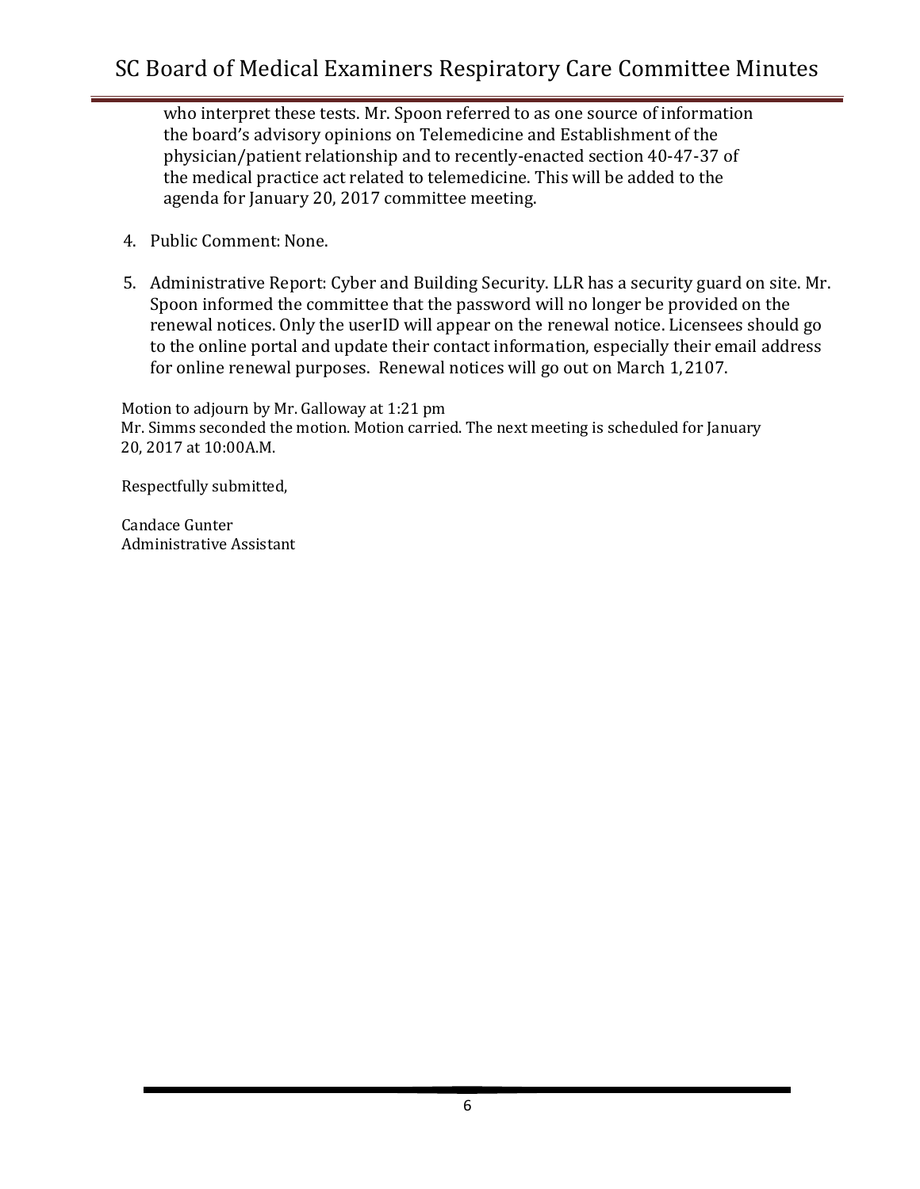who interpret these tests. Mr. Spoon referred to as one source of information the board's advisory opinions on Telemedicine and Establishment of the physician/patient relationship and to recently-enacted section 40-47-37 of the medical practice act related to telemedicine. This will be added to the agenda for January 20, 2017 committee meeting.

4. Public Comment: None.

5. Administrative Report: Cyber and Building Security. LLR has a security guard on site. Mr. Spoon informed the committee that the password will no longer be provided on the renewal notices. Only the userID will appear on the renewal notice. Licensees should go to the online portal and update their contact information, especially their email address for online renewal purposes. Renewal notices will go out on March 1, 2107.

Motion to adjourn by Mr. Galloway at 1:21 pm
Mr. Simms seconded the motion. Motion carried. The next meeting is scheduled for January 20, 2017 at 10:00A.M.

Respectfully submitted,

Candace Gunter
Administrative Assistant